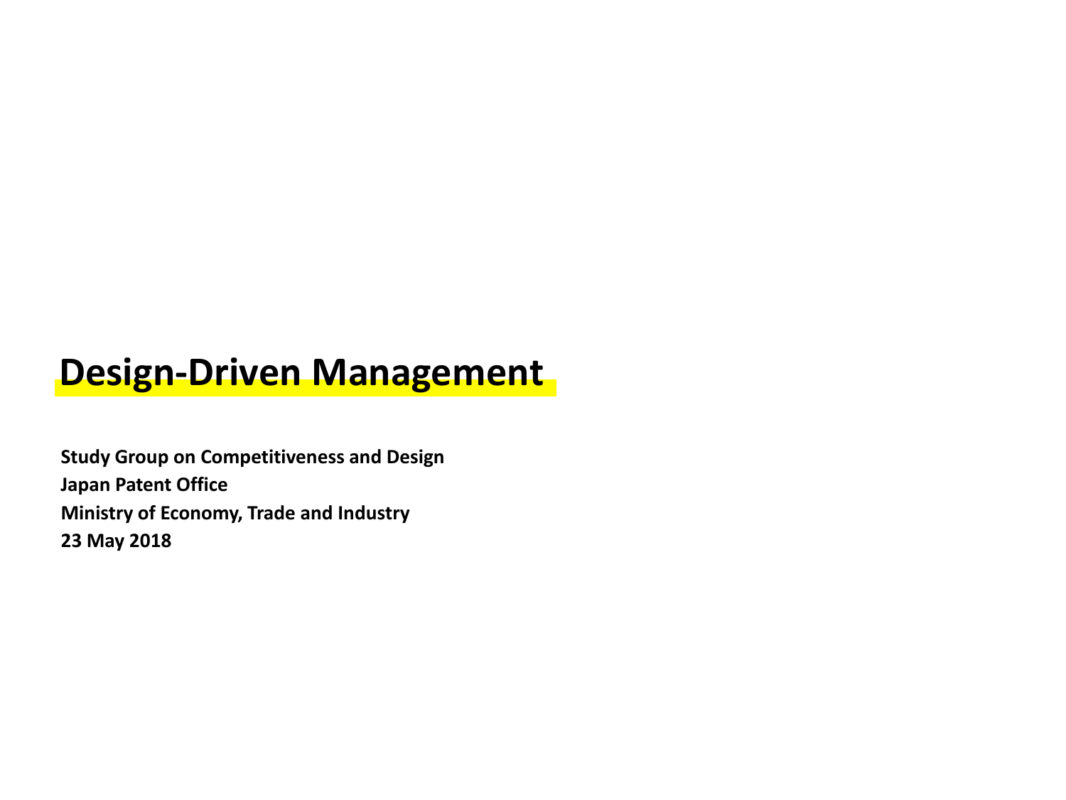# Design-Driven Management

**Study Group on Competitiveness and Design**
**Japan Patent Office**
**Ministry of Economy, Trade and Industry**
**23 May 2018**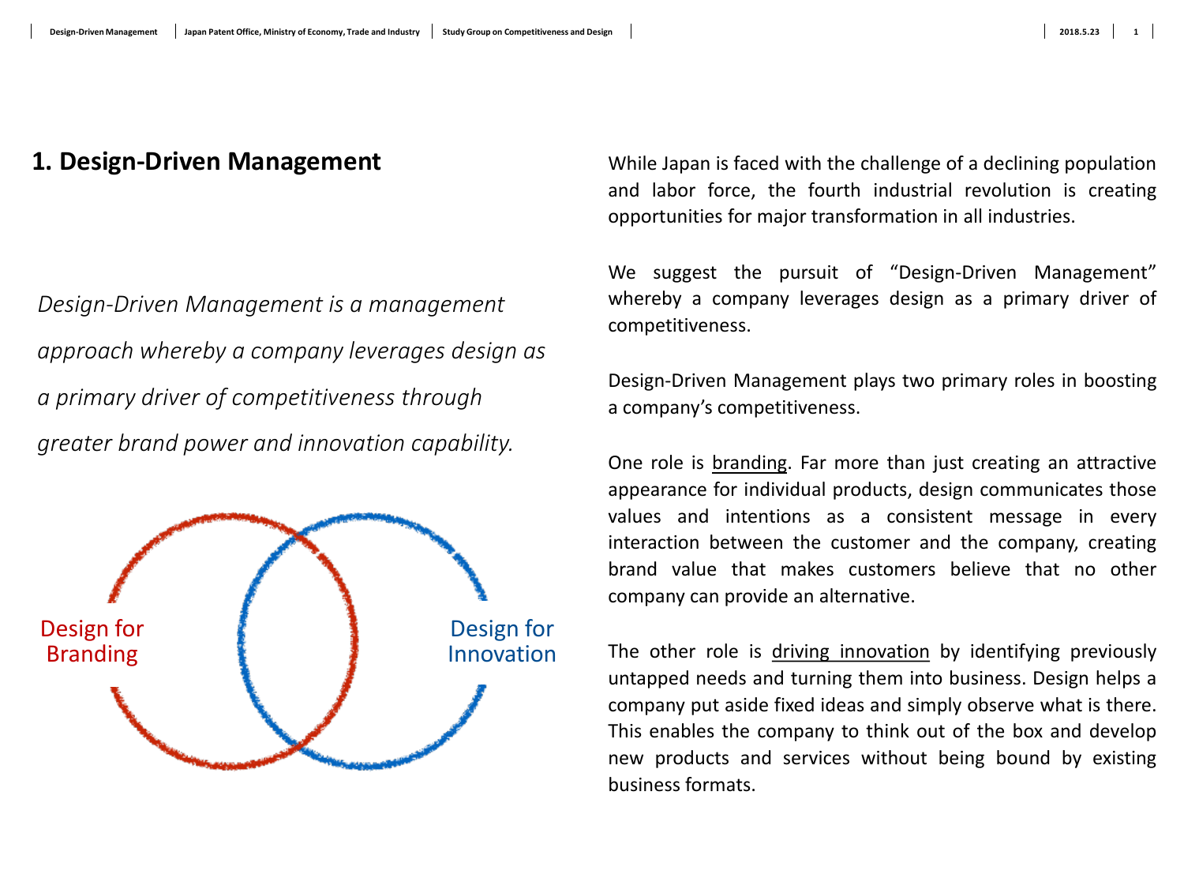# 1. Design-Driven Management

*Design-Driven Management is a management approach whereby a company leverages design as a primary driver of competitiveness through greater brand power and innovation capability.*

Design for Branding

Design for Innovation

While Japan is faced with the challenge of a declining population and labor force, the fourth industrial revolution is creating opportunities for major transformation in all industries.

We suggest the pursuit of "Design-Driven Management" whereby a company leverages design as a primary driver of competitiveness.

Design-Driven Management plays two primary roles in boosting a company's competitiveness.

One role is <u>branding</u>. Far more than just creating an attractive appearance for individual products, design communicates those values and intentions as a consistent message in every interaction between the customer and the company, creating brand value that makes customers believe that no other company can provide an alternative.

The other role is <u>driving innovation</u> by identifying previously untapped needs and turning them into business. Design helps a company put aside fixed ideas and simply observe what is there. This enables the company to think out of the box and develop new products and services without being bound by existing business formats.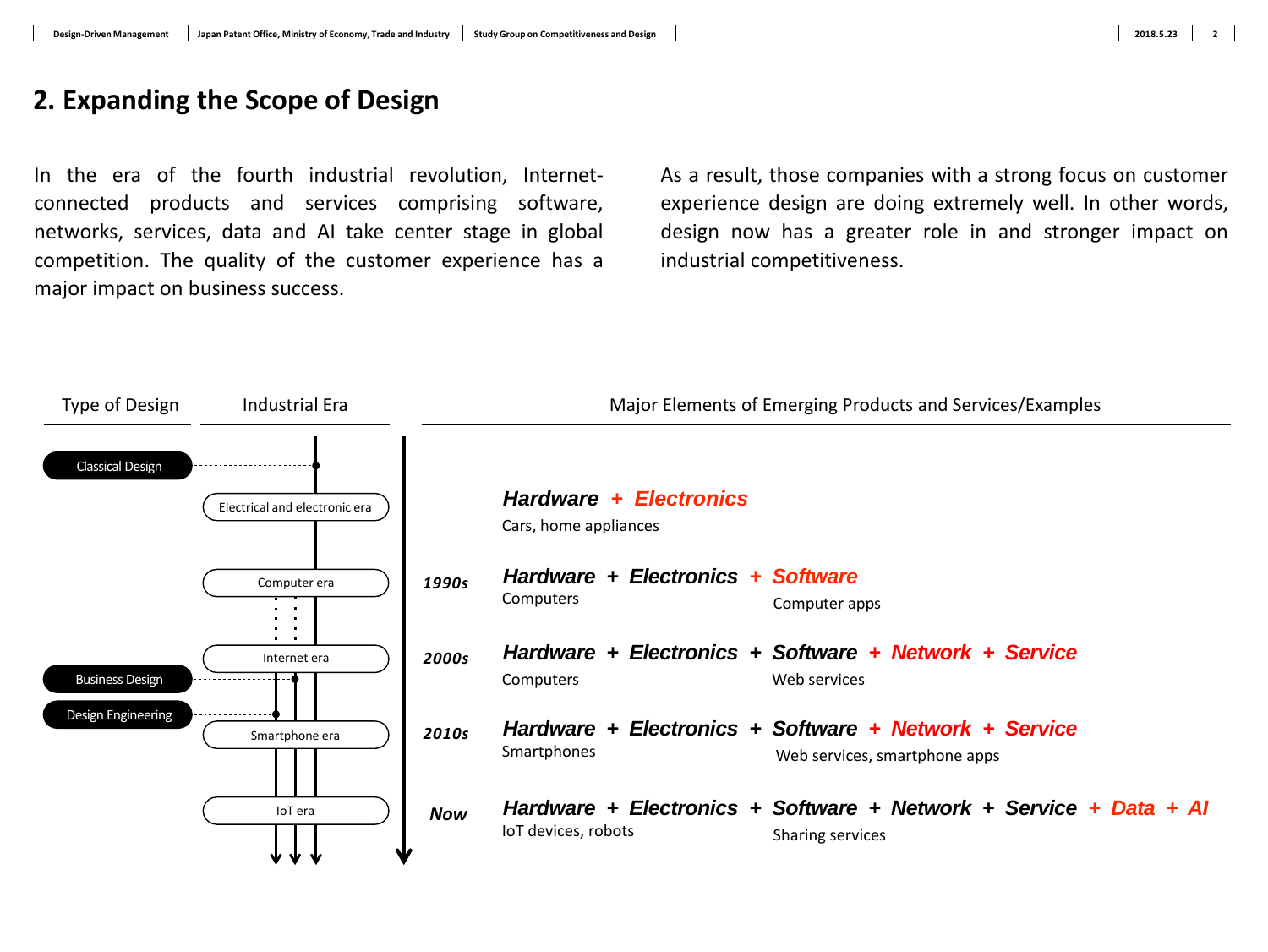## 2. Expanding the Scope of Design

In the era of the fourth industrial revolution, Internet-connected products and services comprising software, networks, services, data and AI take center stage in global competition. The quality of the customer experience has a major impact on business success.

As a result, those companies with a strong focus on customer experience design are doing extremely well. In other words, design now has a greater role in and stronger impact on industrial competitiveness.

| Type of Design | Industrial Era | | Major Elements of Emerging Products and Services/Examples |
|---|---|---|---|
| Classical Design | | | |
| | Electrical and electronic era | | ***Hardware* + *Electronics***<br>Cars, home appliances |
| | Computer era | *1990s* | ***Hardware* + *Electronics* + *Software***<br>Computers / Computer apps |
| Business Design | Internet era | *2000s* | ***Hardware* + *Electronics* + *Software* + *Network* + *Service***<br>Computers / Web services |
| Design Engineering | Smartphone era | *2010s* | ***Hardware* + *Electronics* + *Software* + *Network* + *Service***<br>Smartphones / Web services, smartphone apps |
| | IoT era | *Now* | ***Hardware* + *Electronics* + *Software* + *Network* + *Service* + *Data* + *AI***<br>IoT devices, robots / Sharing services |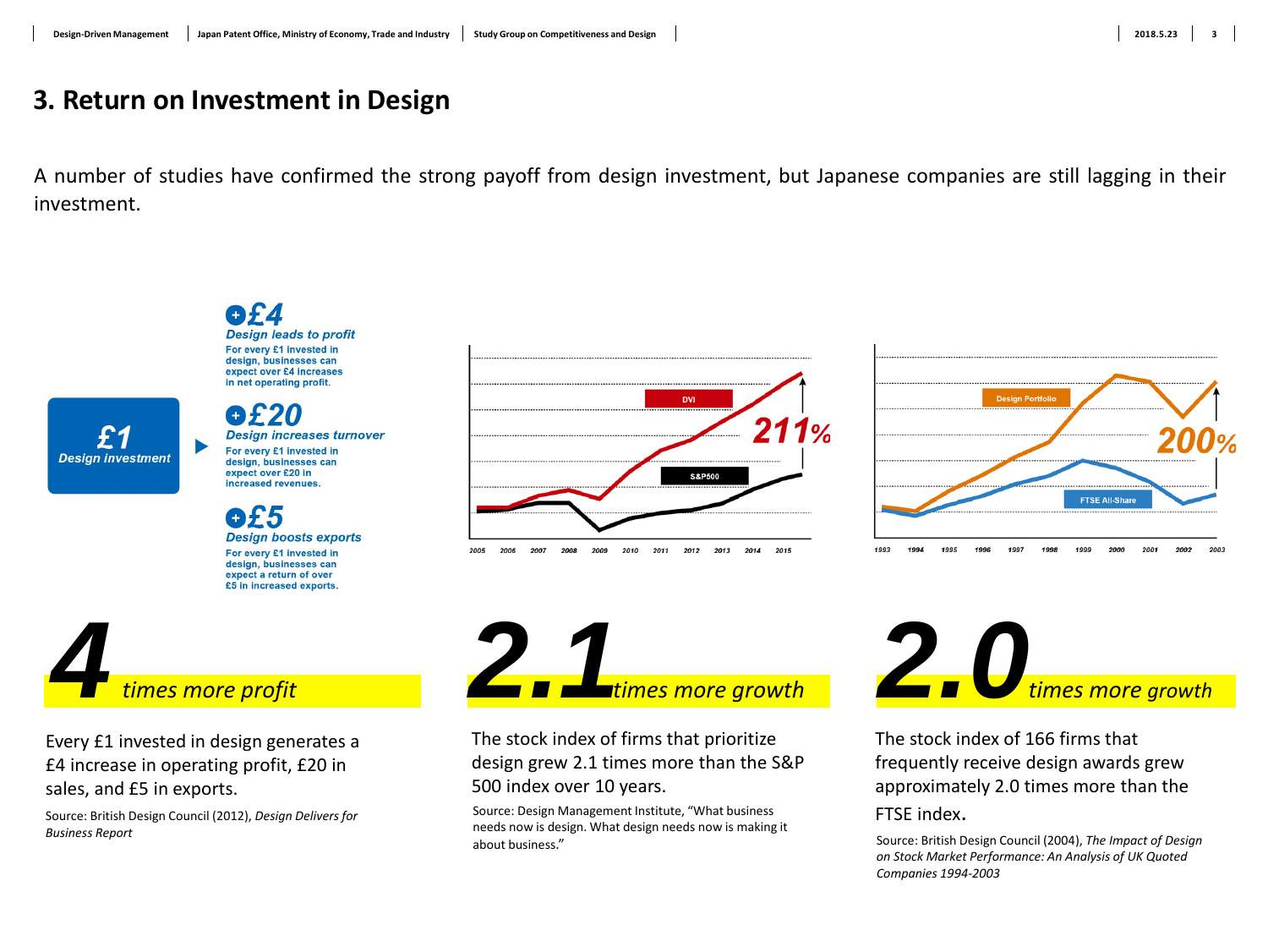# 3. Return on Investment in Design

A number of studies have confirmed the strong payoff from design investment, but Japanese companies are still lagging in their investment.

**£1**
*Design investment*

**+£4**
***Design leads to profit***
For every £1 invested in design, businesses can expect over £4 increases in net operating profit.

**+£20**
***Design increases turnover***
For every £1 invested in design, businesses can expect over £20 in increased revenues.

**+£5**
***Design boosts exports***
For every £1 invested in design, businesses can expect a return of over £5 in increased exports.

DVI
S&P500
211%
2005 2006 2007 2008 2009 2010 2011 2012 2013 2014 2015

Design Portfolio
FTSE All-Share
200%
1993 1994 1995 1996 1997 1998 1999 2000 2001 2002 2003

**4** *times more profit*

Every £1 invested in design generates a £4 increase in operating profit, £20 in sales, and £5 in exports.

Source: British Design Council (2012), *Design Delivers for Business Report*

**2.1** *times more growth*

The stock index of firms that prioritize design grew 2.1 times more than the S&P 500 index over 10 years.

Source: Design Management Institute, "What business needs now is design. What design needs now is making it about business."

**2.0** *times more growth*

The stock index of 166 firms that frequently receive design awards grew approximately 2.0 times more than the FTSE index.

Source: British Design Council (2004), *The Impact of Design on Stock Market Performance: An Analysis of UK Quoted Companies 1994-2003*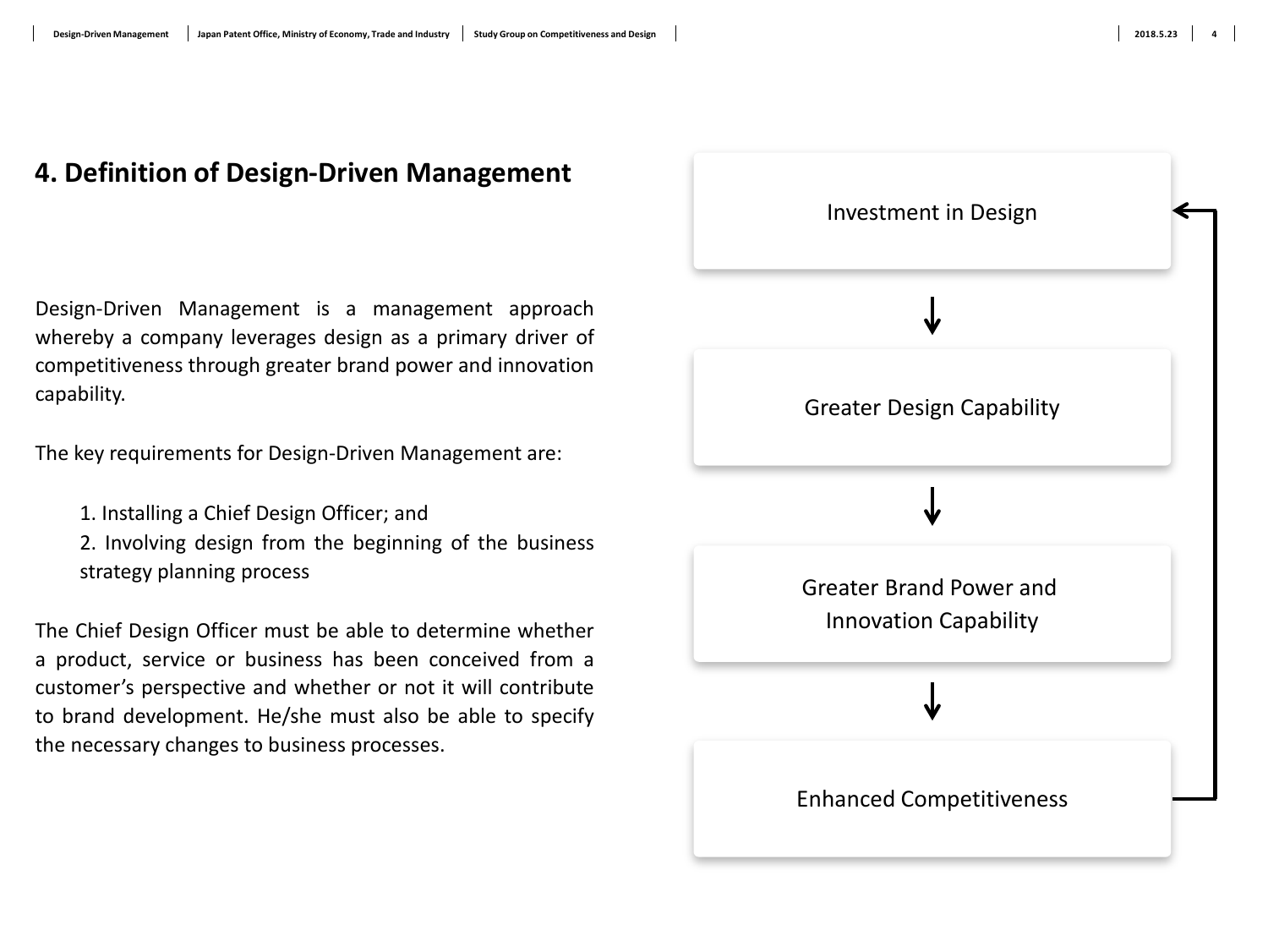## 4. Definition of Design-Driven Management

Design-Driven Management is a management approach whereby a company leverages design as a primary driver of competitiveness through greater brand power and innovation capability.

The key requirements for Design-Driven Management are:

1. Installing a Chief Design Officer; and
2. Involving design from the beginning of the business strategy planning process

The Chief Design Officer must be able to determine whether a product, service or business has been conceived from a customer's perspective and whether or not it will contribute to brand development. He/she must also be able to specify the necessary changes to business processes.

Investment in Design

↓

Greater Design Capability

↓

Greater Brand Power and Innovation Capability

↓

Enhanced Competitiveness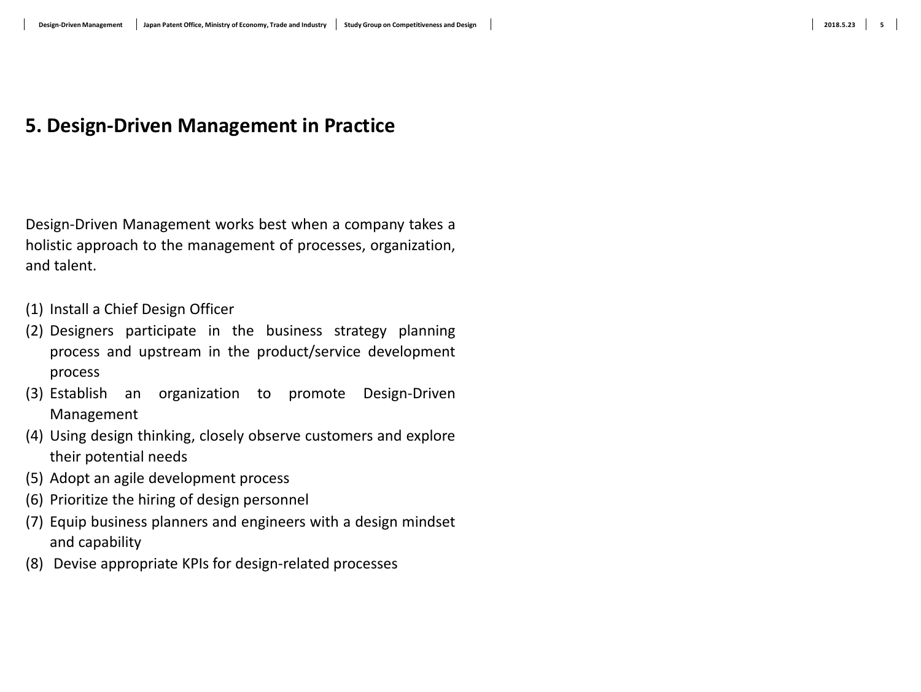## 5. Design-Driven Management in Practice

Design-Driven Management works best when a company takes a holistic approach to the management of processes, organization, and talent.

(1) Install a Chief Design Officer
(2) Designers participate in the business strategy planning process and upstream in the product/service development process
(3) Establish an organization to promote Design-Driven Management
(4) Using design thinking, closely observe customers and explore their potential needs
(5) Adopt an agile development process
(6) Prioritize the hiring of design personnel
(7) Equip business planners and engineers with a design mindset and capability
(8) Devise appropriate KPIs for design-related processes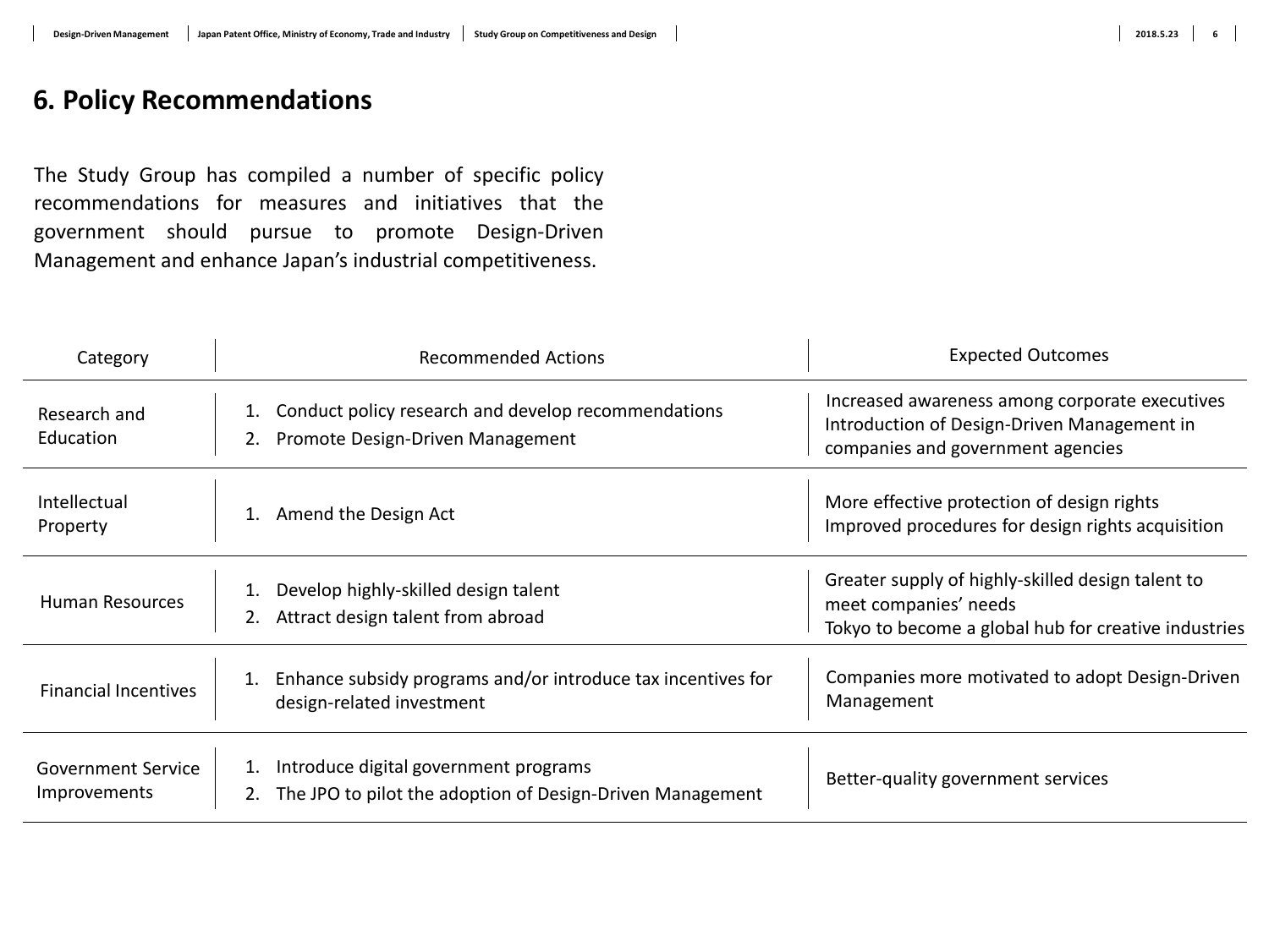# 6. Policy Recommendations

The Study Group has compiled a number of specific policy recommendations for measures and initiatives that the government should pursue to promote Design-Driven Management and enhance Japan's industrial competitiveness.

| Category | Recommended Actions | Expected Outcomes |
|---|---|---|
| Research and Education | 1. Conduct policy research and develop recommendations<br>2. Promote Design-Driven Management | Increased awareness among corporate executives<br>Introduction of Design-Driven Management in companies and government agencies |
| Intellectual Property | 1. Amend the Design Act | More effective protection of design rights<br>Improved procedures for design rights acquisition |
| Human Resources | 1. Develop highly-skilled design talent<br>2. Attract design talent from abroad | Greater supply of highly-skilled design talent to meet companies' needs<br>Tokyo to become a global hub for creative industries |
| Financial Incentives | 1. Enhance subsidy programs and/or introduce tax incentives for design-related investment | Companies more motivated to adopt Design-Driven Management |
| Government Service Improvements | 1. Introduce digital government programs<br>2. The JPO to pilot the adoption of Design-Driven Management | Better-quality government services |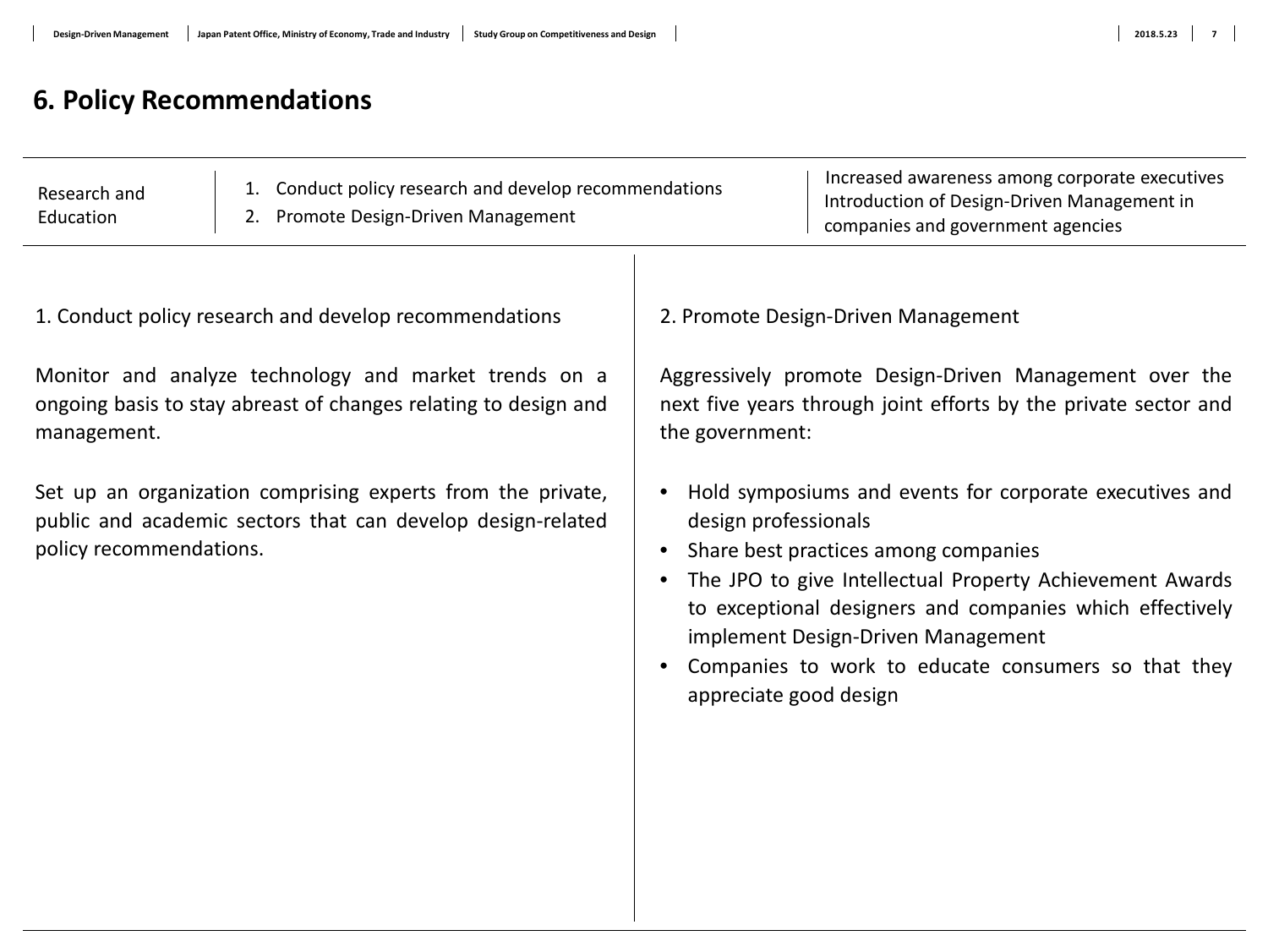# 6. Policy Recommendations

| Research and Education | 1. Conduct policy research and develop recommendations<br>2. Promote Design-Driven Management | Increased awareness among corporate executives<br>Introduction of Design-Driven Management in companies and government agencies |
|---|---|---|

1. Conduct policy research and develop recommendations

Monitor and analyze technology and market trends on a ongoing basis to stay abreast of changes relating to design and management.

Set up an organization comprising experts from the private, public and academic sectors that can develop design-related policy recommendations.

2. Promote Design-Driven Management

Aggressively promote Design-Driven Management over the next five years through joint efforts by the private sector and the government:

- Hold symposiums and events for corporate executives and design professionals
- Share best practices among companies
- The JPO to give Intellectual Property Achievement Awards to exceptional designers and companies which effectively implement Design-Driven Management
- Companies to work to educate consumers so that they appreciate good design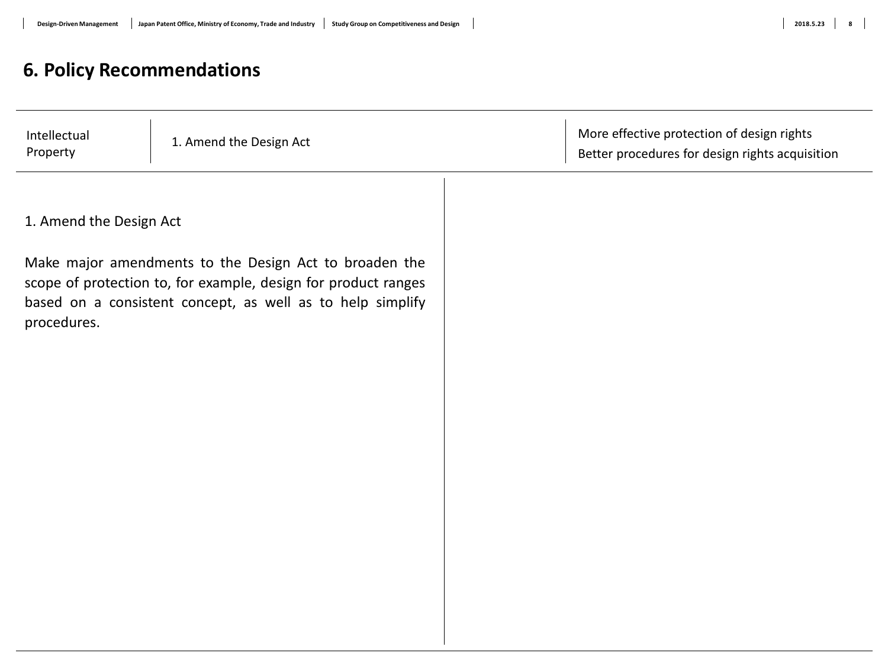# 6. Policy Recommendations

| Intellectual Property | 1. Amend the Design Act | More effective protection of design rights<br>Better procedures for design rights acquisition |
|---|---|---|

1. Amend the Design Act

Make major amendments to the Design Act to broaden the scope of protection to, for example, design for product ranges based on a consistent concept, as well as to help simplify procedures.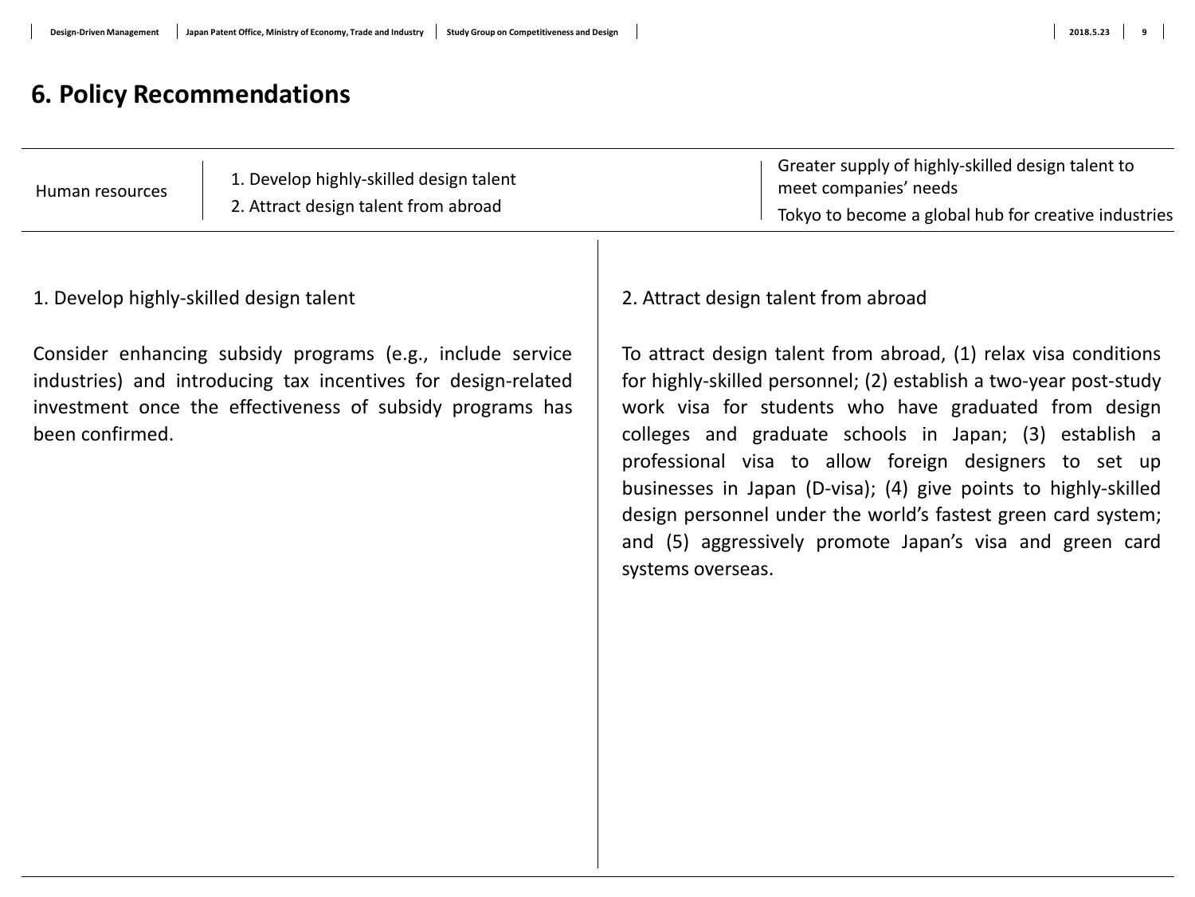# 6. Policy Recommendations

| Human resources | 1. Develop highly-skilled design talent<br>2. Attract design talent from abroad | Greater supply of highly-skilled design talent to meet companies' needs<br>Tokyo to become a global hub for creative industries |
|---|---|---|

1. Develop highly-skilled design talent

Consider enhancing subsidy programs (e.g., include service industries) and introducing tax incentives for design-related investment once the effectiveness of subsidy programs has been confirmed.

2. Attract design talent from abroad

To attract design talent from abroad, (1) relax visa conditions for highly-skilled personnel; (2) establish a two-year post-study work visa for students who have graduated from design colleges and graduate schools in Japan; (3) establish a professional visa to allow foreign designers to set up businesses in Japan (D-visa); (4) give points to highly-skilled design personnel under the world's fastest green card system; and (5) aggressively promote Japan's visa and green card systems overseas.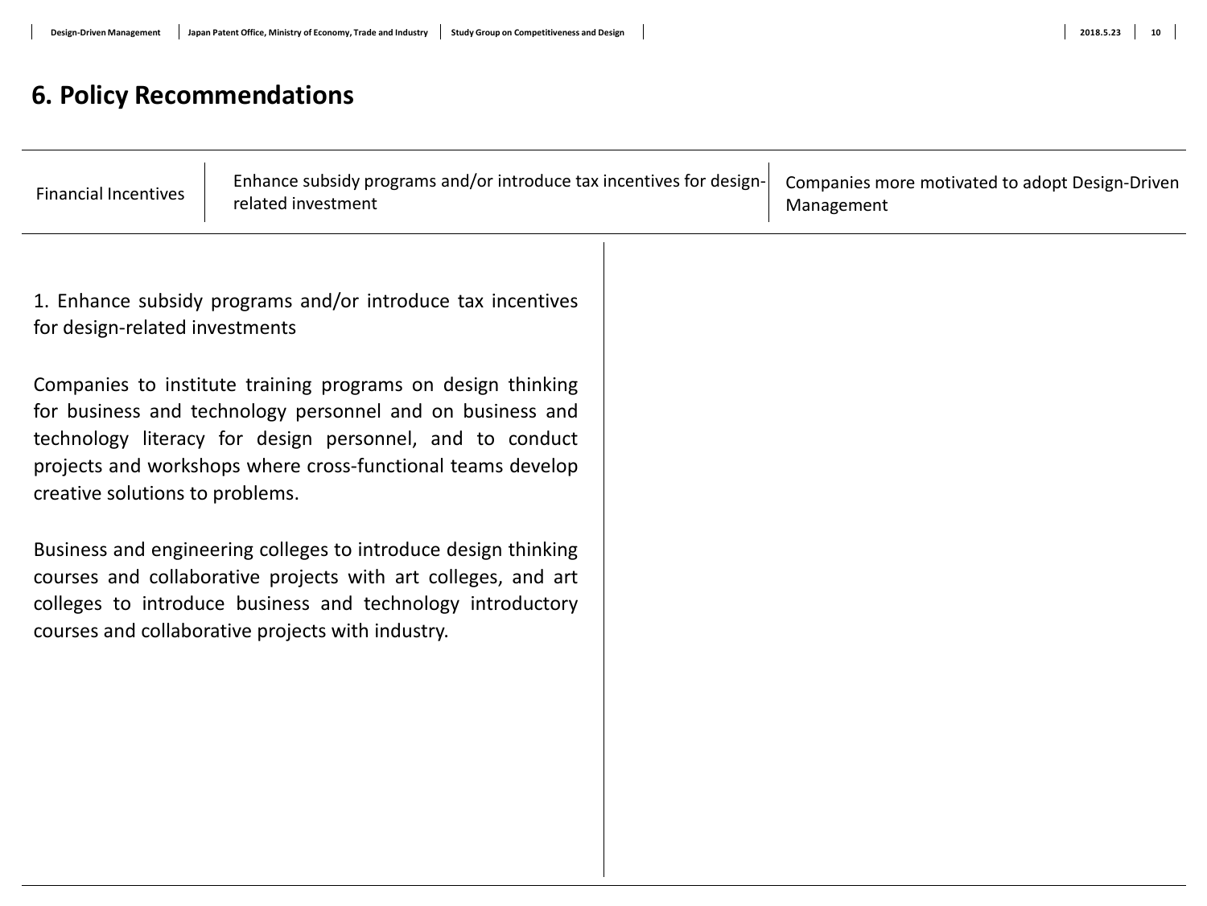## 6. Policy Recommendations

| Financial Incentives | Enhance subsidy programs and/or introduce tax incentives for design-related investment | Companies more motivated to adopt Design-Driven Management |
| --- | --- | --- |

1. Enhance subsidy programs and/or introduce tax incentives for design-related investments

Companies to institute training programs on design thinking for business and technology personnel and on business and technology literacy for design personnel, and to conduct projects and workshops where cross-functional teams develop creative solutions to problems.

Business and engineering colleges to introduce design thinking courses and collaborative projects with art colleges, and art colleges to introduce business and technology introductory courses and collaborative projects with industry.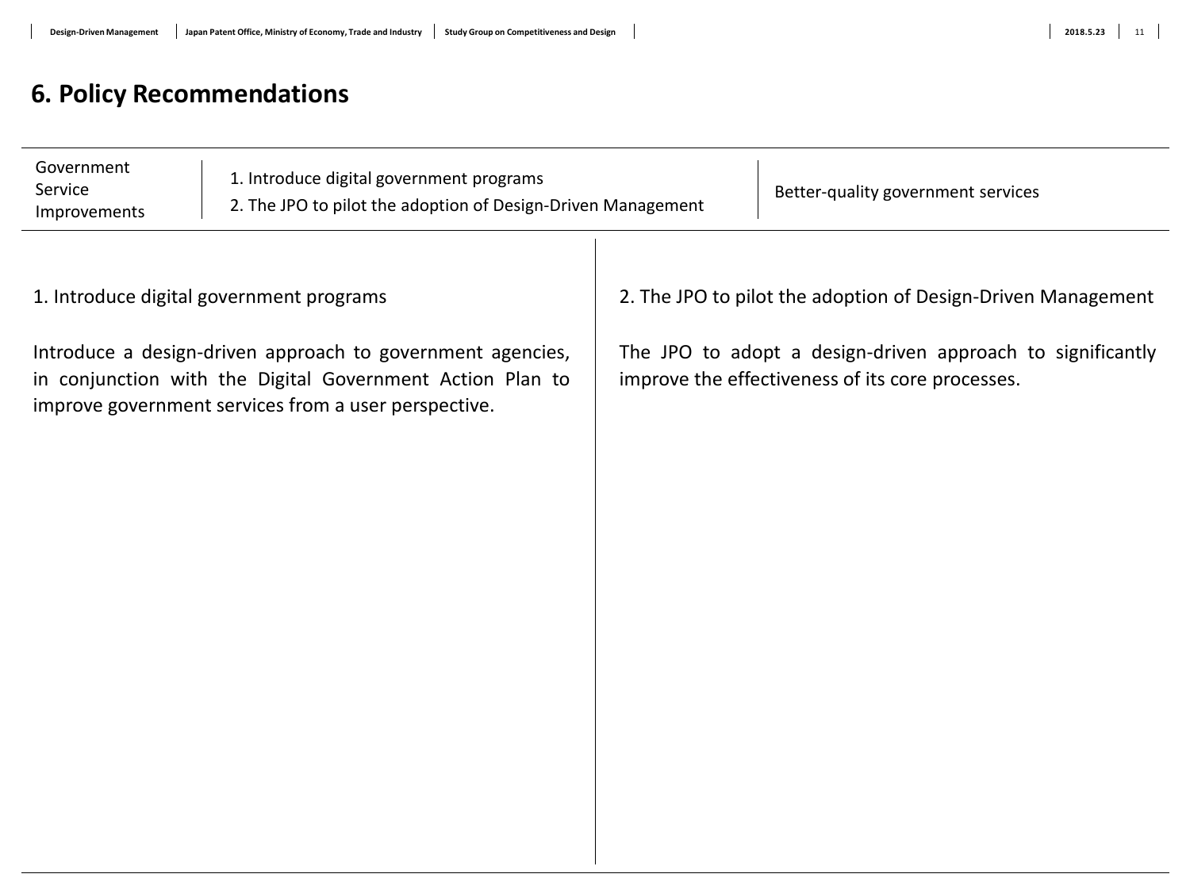# 6. Policy Recommendations

| | | |
|---|---|---|
| Government Service Improvements | 1. Introduce digital government programs<br>2. The JPO to pilot the adoption of Design-Driven Management | Better-quality government services |

1. Introduce digital government programs

Introduce a design-driven approach to government agencies, in conjunction with the Digital Government Action Plan to improve government services from a user perspective.

2. The JPO to pilot the adoption of Design-Driven Management

The JPO to adopt a design-driven approach to significantly improve the effectiveness of its core processes.